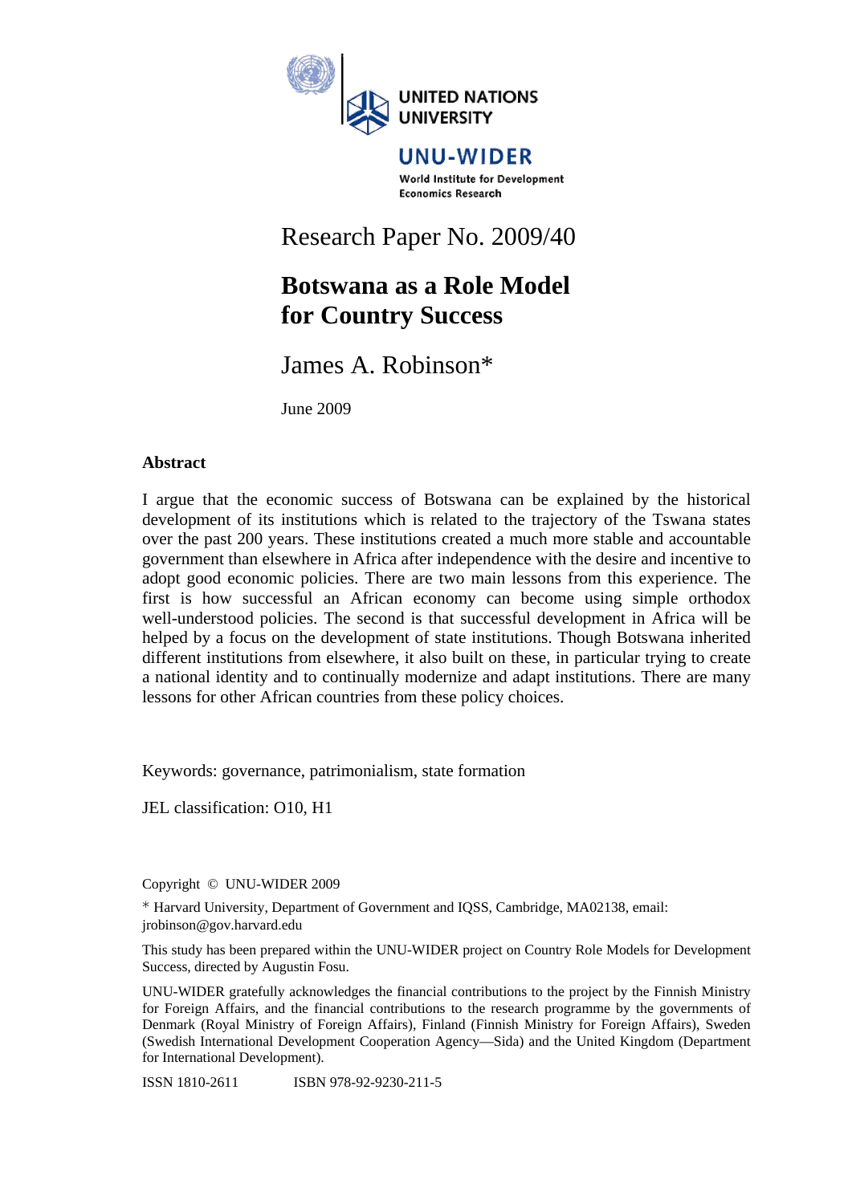UNITED NATIONS UNIVERSITY

UNU-WIDER

World Institute for Development Economics Research

Research Paper No. 2009/40

# Botswana as a Role Model for Country Success

James A. Robinson*

June 2009

## Abstract

I argue that the economic success of Botswana can be explained by the historical development of its institutions which is related to the trajectory of the Tswana states over the past 200 years. These institutions created a much more stable and accountable government than elsewhere in Africa after independence with the desire and incentive to adopt good economic policies. There are two main lessons from this experience. The first is how successful an African economy can become using simple orthodox well-understood policies. The second is that successful development in Africa will be helped by a focus on the development of state institutions. Though Botswana inherited different institutions from elsewhere, it also built on these, in particular trying to create a national identity and to continually modernize and adapt institutions. There are many lessons for other African countries from these policy choices.

Keywords: governance, patrimonialism, state formation

JEL classification: O10, H1

Copyright © UNU-WIDER 2009

* Harvard University, Department of Government and IQSS, Cambridge, MA02138, email: jrobinson@gov.harvard.edu

This study has been prepared within the UNU-WIDER project on Country Role Models for Development Success, directed by Augustin Fosu.

UNU-WIDER gratefully acknowledges the financial contributions to the project by the Finnish Ministry for Foreign Affairs, and the financial contributions to the research programme by the governments of Denmark (Royal Ministry of Foreign Affairs), Finland (Finnish Ministry for Foreign Affairs), Sweden (Swedish International Development Cooperation Agency—Sida) and the United Kingdom (Department for International Development).

ISSN 1810-2611 ISBN 978-92-9230-211-5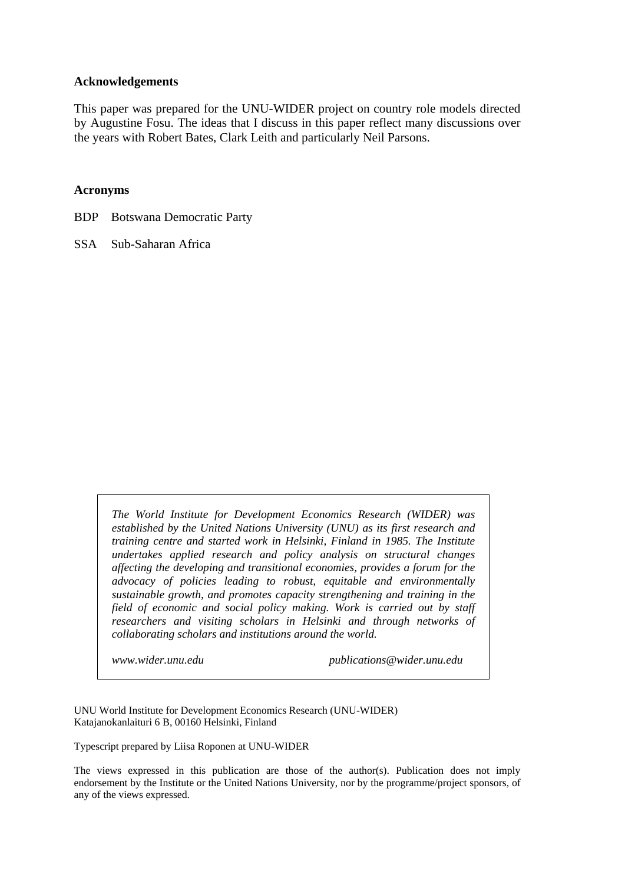## Acknowledgements

This paper was prepared for the UNU-WIDER project on country role models directed by Augustine Fosu. The ideas that I discuss in this paper reflect many discussions over the years with Robert Bates, Clark Leith and particularly Neil Parsons.

## Acronyms

BDP Botswana Democratic Party

SSA Sub-Saharan Africa

*The World Institute for Development Economics Research (WIDER) was established by the United Nations University (UNU) as its first research and training centre and started work in Helsinki, Finland in 1985. The Institute undertakes applied research and policy analysis on structural changes affecting the developing and transitional economies, provides a forum for the advocacy of policies leading to robust, equitable and environmentally sustainable growth, and promotes capacity strengthening and training in the field of economic and social policy making. Work is carried out by staff researchers and visiting scholars in Helsinki and through networks of collaborating scholars and institutions around the world.*

*www.wider.unu.edu* *publications@wider.unu.edu*

UNU World Institute for Development Economics Research (UNU-WIDER)
Katajanokanlaituri 6 B, 00160 Helsinki, Finland

Typescript prepared by Liisa Roponen at UNU-WIDER

The views expressed in this publication are those of the author(s). Publication does not imply endorsement by the Institute or the United Nations University, nor by the programme/project sponsors, of any of the views expressed.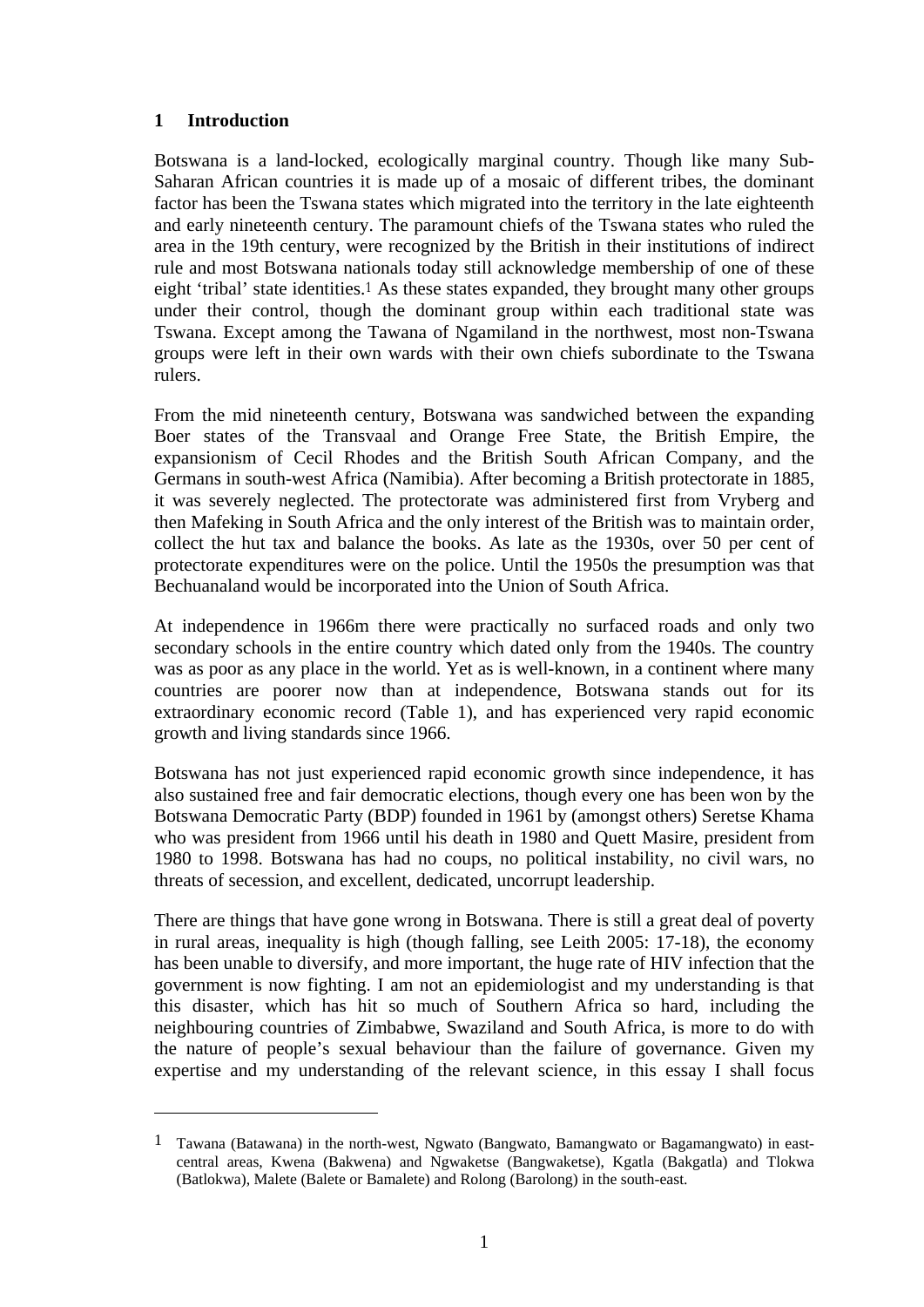## 1 Introduction

Botswana is a land-locked, ecologically marginal country. Though like many Sub-Saharan African countries it is made up of a mosaic of different tribes, the dominant factor has been the Tswana states which migrated into the territory in the late eighteenth and early nineteenth century. The paramount chiefs of the Tswana states who ruled the area in the 19th century, were recognized by the British in their institutions of indirect rule and most Botswana nationals today still acknowledge membership of one of these eight 'tribal' state identities.[1] As these states expanded, they brought many other groups under their control, though the dominant group within each traditional state was Tswana. Except among the Tawana of Ngamiland in the northwest, most non-Tswana groups were left in their own wards with their own chiefs subordinate to the Tswana rulers.

From the mid nineteenth century, Botswana was sandwiched between the expanding Boer states of the Transvaal and Orange Free State, the British Empire, the expansionism of Cecil Rhodes and the British South African Company, and the Germans in south-west Africa (Namibia). After becoming a British protectorate in 1885, it was severely neglected. The protectorate was administered first from Vryberg and then Mafeking in South Africa and the only interest of the British was to maintain order, collect the hut tax and balance the books. As late as the 1930s, over 50 per cent of protectorate expenditures were on the police. Until the 1950s the presumption was that Bechuanaland would be incorporated into the Union of South Africa.

At independence in 1966m there were practically no surfaced roads and only two secondary schools in the entire country which dated only from the 1940s. The country was as poor as any place in the world. Yet as is well-known, in a continent where many countries are poorer now than at independence, Botswana stands out for its extraordinary economic record (Table 1), and has experienced very rapid economic growth and living standards since 1966.

Botswana has not just experienced rapid economic growth since independence, it has also sustained free and fair democratic elections, though every one has been won by the Botswana Democratic Party (BDP) founded in 1961 by (amongst others) Seretse Khama who was president from 1966 until his death in 1980 and Quett Masire, president from 1980 to 1998. Botswana has had no coups, no political instability, no civil wars, no threats of secession, and excellent, dedicated, uncorrupt leadership.

There are things that have gone wrong in Botswana. There is still a great deal of poverty in rural areas, inequality is high (though falling, see Leith 2005: 17-18), the economy has been unable to diversify, and more important, the huge rate of HIV infection that the government is now fighting. I am not an epidemiologist and my understanding is that this disaster, which has hit so much of Southern Africa so hard, including the neighbouring countries of Zimbabwe, Swaziland and South Africa, is more to do with the nature of people's sexual behaviour than the failure of governance. Given my expertise and my understanding of the relevant science, in this essay I shall focus

---

[1] Tawana (Batawana) in the north-west, Ngwato (Bangwato, Bamangwato or Bagamangwato) in east-central areas, Kwena (Bakwena) and Ngwaketse (Bangwaketse), Kgatla (Bakgatla) and Tlokwa (Batlokwa), Malete (Balete or Bamalete) and Rolong (Barolong) in the south-east.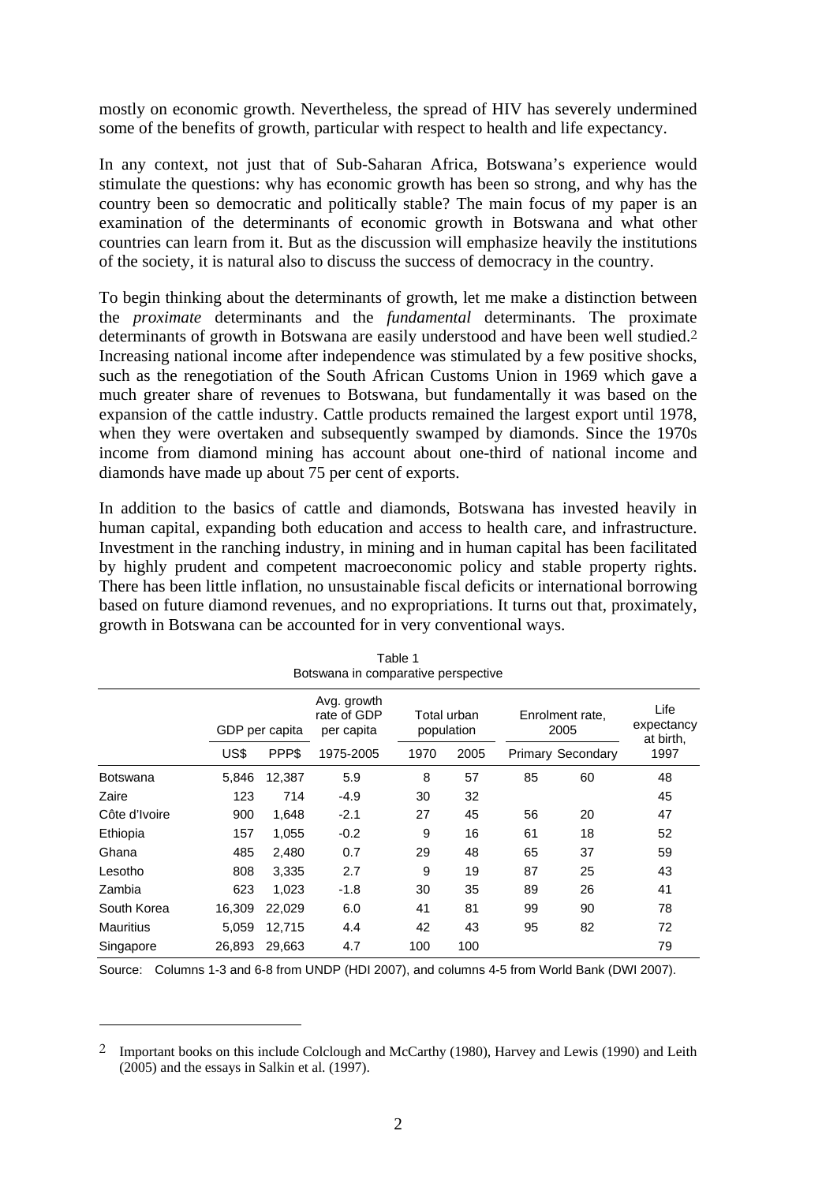mostly on economic growth. Nevertheless, the spread of HIV has severely undermined some of the benefits of growth, particular with respect to health and life expectancy.

In any context, not just that of Sub-Saharan Africa, Botswana's experience would stimulate the questions: why has economic growth has been so strong, and why has the country been so democratic and politically stable? The main focus of my paper is an examination of the determinants of economic growth in Botswana and what other countries can learn from it. But as the discussion will emphasize heavily the institutions of the society, it is natural also to discuss the success of democracy in the country.

To begin thinking about the determinants of growth, let me make a distinction between the *proximate* determinants and the *fundamental* determinants. The proximate determinants of growth in Botswana are easily understood and have been well studied.[2] Increasing national income after independence was stimulated by a few positive shocks, such as the renegotiation of the South African Customs Union in 1969 which gave a much greater share of revenues to Botswana, but fundamentally it was based on the expansion of the cattle industry. Cattle products remained the largest export until 1978, when they were overtaken and subsequently swamped by diamonds. Since the 1970s income from diamond mining has account about one-third of national income and diamonds have made up about 75 per cent of exports.

In addition to the basics of cattle and diamonds, Botswana has invested heavily in human capital, expanding both education and access to health care, and infrastructure. Investment in the ranching industry, in mining and in human capital has been facilitated by highly prudent and competent macroeconomic policy and stable property rights. There has been little inflation, no unsustainable fiscal deficits or international borrowing based on future diamond revenues, and no expropriations. It turns out that, proximately, growth in Botswana can be accounted for in very conventional ways.

Table 1
Botswana in comparative perspective

| | GDP per capita | | Avg. growth rate of GDP per capita | Total urban population | | Enrolment rate, 2005 | | Life expectancy at birth, |
|---|---|---|---|---|---|---|---|---|
| | US$ | PPP$ | 1975-2005 | 1970 | 2005 | Primary | Secondary | 1997 |
| Botswana | 5,846 | 12,387 | 5.9 | 8 | 57 | 85 | 60 | 48 |
| Zaire | 123 | 714 | -4.9 | 30 | 32 | | | 45 |
| Côte d'Ivoire | 900 | 1,648 | -2.1 | 27 | 45 | 56 | 20 | 47 |
| Ethiopia | 157 | 1,055 | -0.2 | 9 | 16 | 61 | 18 | 52 |
| Ghana | 485 | 2,480 | 0.7 | 29 | 48 | 65 | 37 | 59 |
| Lesotho | 808 | 3,335 | 2.7 | 9 | 19 | 87 | 25 | 43 |
| Zambia | 623 | 1,023 | -1.8 | 30 | 35 | 89 | 26 | 41 |
| South Korea | 16,309 | 22,029 | 6.0 | 41 | 81 | 99 | 90 | 78 |
| Mauritius | 5,059 | 12,715 | 4.4 | 42 | 43 | 95 | 82 | 72 |
| Singapore | 26,893 | 29,663 | 4.7 | 100 | 100 | | | 79 |

Source: Columns 1-3 and 6-8 from UNDP (HDI 2007), and columns 4-5 from World Bank (DWI 2007).

---

[2] Important books on this include Colclough and McCarthy (1980), Harvey and Lewis (1990) and Leith (2005) and the essays in Salkin et al. (1997).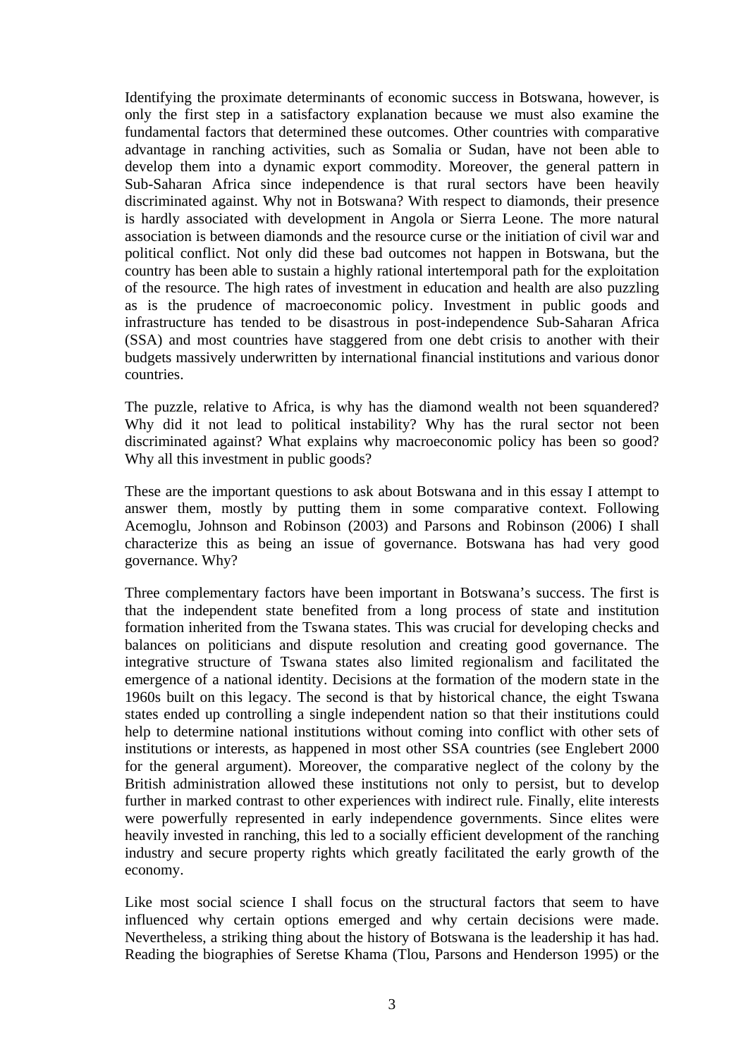Identifying the proximate determinants of economic success in Botswana, however, is only the first step in a satisfactory explanation because we must also examine the fundamental factors that determined these outcomes. Other countries with comparative advantage in ranching activities, such as Somalia or Sudan, have not been able to develop them into a dynamic export commodity. Moreover, the general pattern in Sub-Saharan Africa since independence is that rural sectors have been heavily discriminated against. Why not in Botswana? With respect to diamonds, their presence is hardly associated with development in Angola or Sierra Leone. The more natural association is between diamonds and the resource curse or the initiation of civil war and political conflict. Not only did these bad outcomes not happen in Botswana, but the country has been able to sustain a highly rational intertemporal path for the exploitation of the resource. The high rates of investment in education and health are also puzzling as is the prudence of macroeconomic policy. Investment in public goods and infrastructure has tended to be disastrous in post-independence Sub-Saharan Africa (SSA) and most countries have staggered from one debt crisis to another with their budgets massively underwritten by international financial institutions and various donor countries.

The puzzle, relative to Africa, is why has the diamond wealth not been squandered? Why did it not lead to political instability? Why has the rural sector not been discriminated against? What explains why macroeconomic policy has been so good? Why all this investment in public goods?

These are the important questions to ask about Botswana and in this essay I attempt to answer them, mostly by putting them in some comparative context. Following Acemoglu, Johnson and Robinson (2003) and Parsons and Robinson (2006) I shall characterize this as being an issue of governance. Botswana has had very good governance. Why?

Three complementary factors have been important in Botswana's success. The first is that the independent state benefited from a long process of state and institution formation inherited from the Tswana states. This was crucial for developing checks and balances on politicians and dispute resolution and creating good governance. The integrative structure of Tswana states also limited regionalism and facilitated the emergence of a national identity. Decisions at the formation of the modern state in the 1960s built on this legacy. The second is that by historical chance, the eight Tswana states ended up controlling a single independent nation so that their institutions could help to determine national institutions without coming into conflict with other sets of institutions or interests, as happened in most other SSA countries (see Englebert 2000 for the general argument). Moreover, the comparative neglect of the colony by the British administration allowed these institutions not only to persist, but to develop further in marked contrast to other experiences with indirect rule. Finally, elite interests were powerfully represented in early independence governments. Since elites were heavily invested in ranching, this led to a socially efficient development of the ranching industry and secure property rights which greatly facilitated the early growth of the economy.

Like most social science I shall focus on the structural factors that seem to have influenced why certain options emerged and why certain decisions were made. Nevertheless, a striking thing about the history of Botswana is the leadership it has had. Reading the biographies of Seretse Khama (Tlou, Parsons and Henderson 1995) or the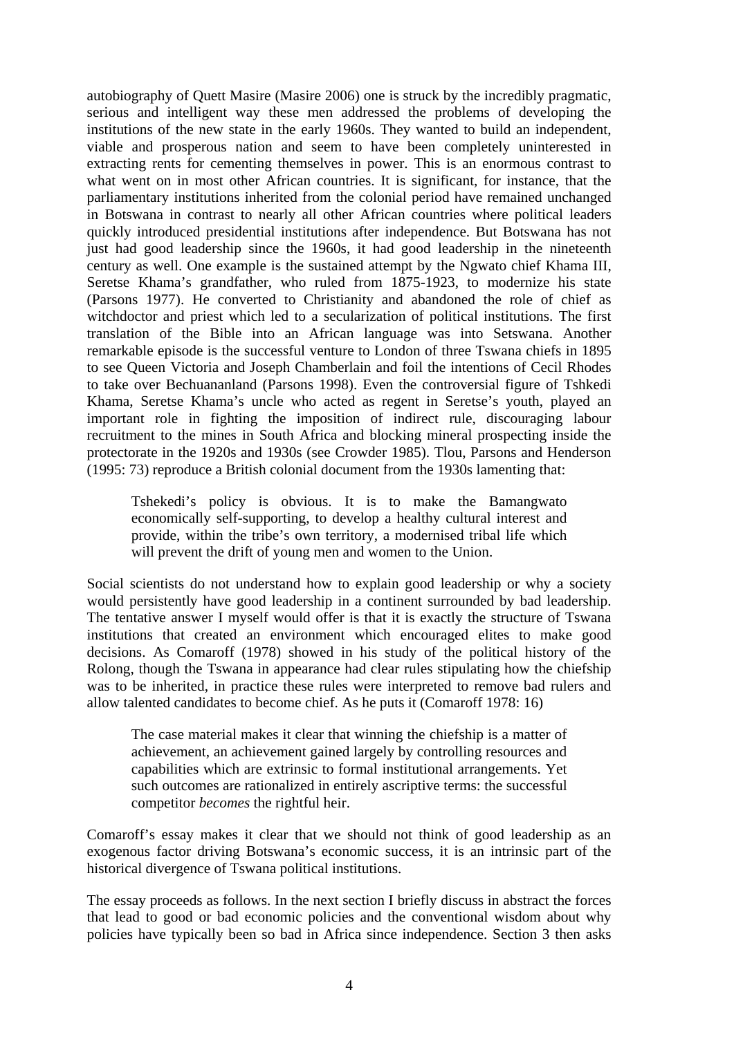autobiography of Quett Masire (Masire 2006) one is struck by the incredibly pragmatic, serious and intelligent way these men addressed the problems of developing the institutions of the new state in the early 1960s. They wanted to build an independent, viable and prosperous nation and seem to have been completely uninterested in extracting rents for cementing themselves in power. This is an enormous contrast to what went on in most other African countries. It is significant, for instance, that the parliamentary institutions inherited from the colonial period have remained unchanged in Botswana in contrast to nearly all other African countries where political leaders quickly introduced presidential institutions after independence. But Botswana has not just had good leadership since the 1960s, it had good leadership in the nineteenth century as well. One example is the sustained attempt by the Ngwato chief Khama III, Seretse Khama's grandfather, who ruled from 1875-1923, to modernize his state (Parsons 1977). He converted to Christianity and abandoned the role of chief as witchdoctor and priest which led to a secularization of political institutions. The first translation of the Bible into an African language was into Setswana. Another remarkable episode is the successful venture to London of three Tswana chiefs in 1895 to see Queen Victoria and Joseph Chamberlain and foil the intentions of Cecil Rhodes to take over Bechuananland (Parsons 1998). Even the controversial figure of Tshkedi Khama, Seretse Khama's uncle who acted as regent in Seretse's youth, played an important role in fighting the imposition of indirect rule, discouraging labour recruitment to the mines in South Africa and blocking mineral prospecting inside the protectorate in the 1920s and 1930s (see Crowder 1985). Tlou, Parsons and Henderson (1995: 73) reproduce a British colonial document from the 1930s lamenting that:

> Tshekedi's policy is obvious. It is to make the Bamangwato economically self-supporting, to develop a healthy cultural interest and provide, within the tribe's own territory, a modernised tribal life which will prevent the drift of young men and women to the Union.

Social scientists do not understand how to explain good leadership or why a society would persistently have good leadership in a continent surrounded by bad leadership. The tentative answer I myself would offer is that it is exactly the structure of Tswana institutions that created an environment which encouraged elites to make good decisions. As Comaroff (1978) showed in his study of the political history of the Rolong, though the Tswana in appearance had clear rules stipulating how the chiefship was to be inherited, in practice these rules were interpreted to remove bad rulers and allow talented candidates to become chief. As he puts it (Comaroff 1978: 16)

> The case material makes it clear that winning the chiefship is a matter of achievement, an achievement gained largely by controlling resources and capabilities which are extrinsic to formal institutional arrangements. Yet such outcomes are rationalized in entirely ascriptive terms: the successful competitor *becomes* the rightful heir.

Comaroff's essay makes it clear that we should not think of good leadership as an exogenous factor driving Botswana's economic success, it is an intrinsic part of the historical divergence of Tswana political institutions.

The essay proceeds as follows. In the next section I briefly discuss in abstract the forces that lead to good or bad economic policies and the conventional wisdom about why policies have typically been so bad in Africa since independence. Section 3 then asks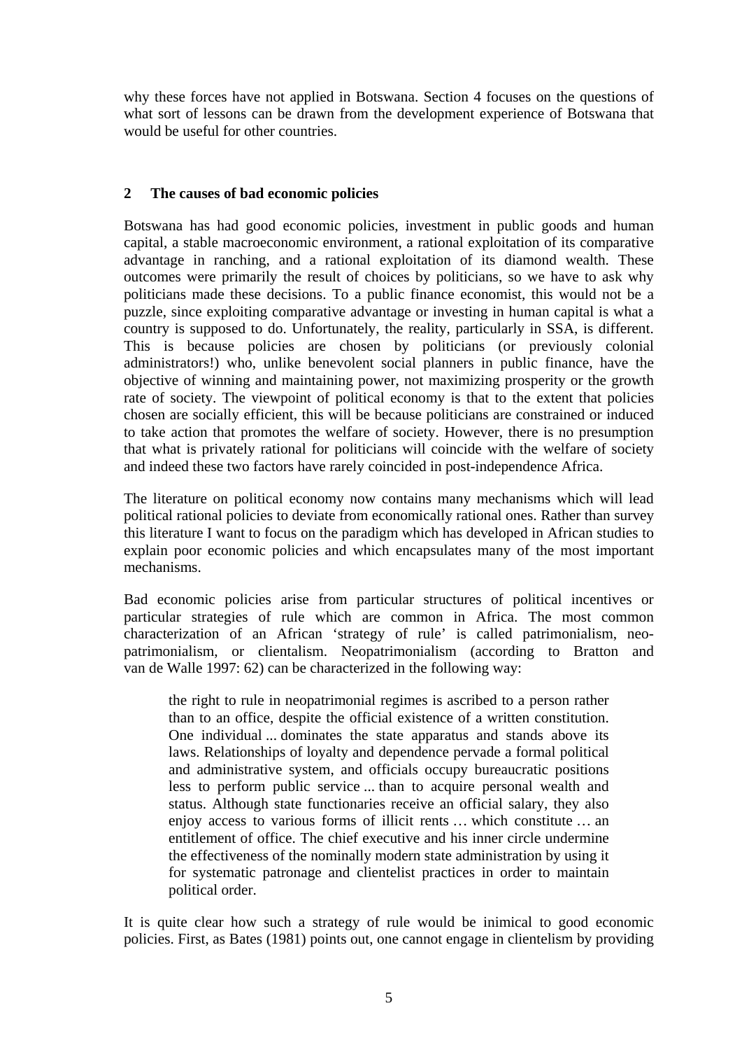why these forces have not applied in Botswana. Section 4 focuses on the questions of what sort of lessons can be drawn from the development experience of Botswana that would be useful for other countries.

## 2 The causes of bad economic policies

Botswana has had good economic policies, investment in public goods and human capital, a stable macroeconomic environment, a rational exploitation of its comparative advantage in ranching, and a rational exploitation of its diamond wealth. These outcomes were primarily the result of choices by politicians, so we have to ask why politicians made these decisions. To a public finance economist, this would not be a puzzle, since exploiting comparative advantage or investing in human capital is what a country is supposed to do. Unfortunately, the reality, particularly in SSA, is different. This is because policies are chosen by politicians (or previously colonial administrators!) who, unlike benevolent social planners in public finance, have the objective of winning and maintaining power, not maximizing prosperity or the growth rate of society. The viewpoint of political economy is that to the extent that policies chosen are socially efficient, this will be because politicians are constrained or induced to take action that promotes the welfare of society. However, there is no presumption that what is privately rational for politicians will coincide with the welfare of society and indeed these two factors have rarely coincided in post-independence Africa.

The literature on political economy now contains many mechanisms which will lead political rational policies to deviate from economically rational ones. Rather than survey this literature I want to focus on the paradigm which has developed in African studies to explain poor economic policies and which encapsulates many of the most important mechanisms.

Bad economic policies arise from particular structures of political incentives or particular strategies of rule which are common in Africa. The most common characterization of an African 'strategy of rule' is called patrimonialism, neo-patrimonialism, or clientalism. Neopatrimonialism (according to Bratton and van de Walle 1997: 62) can be characterized in the following way:

> the right to rule in neopatrimonial regimes is ascribed to a person rather than to an office, despite the official existence of a written constitution. One individual ... dominates the state apparatus and stands above its laws. Relationships of loyalty and dependence pervade a formal political and administrative system, and officials occupy bureaucratic positions less to perform public service ... than to acquire personal wealth and status. Although state functionaries receive an official salary, they also enjoy access to various forms of illicit rents … which constitute … an entitlement of office. The chief executive and his inner circle undermine the effectiveness of the nominally modern state administration by using it for systematic patronage and clientelist practices in order to maintain political order.

It is quite clear how such a strategy of rule would be inimical to good economic policies. First, as Bates (1981) points out, one cannot engage in clientelism by providing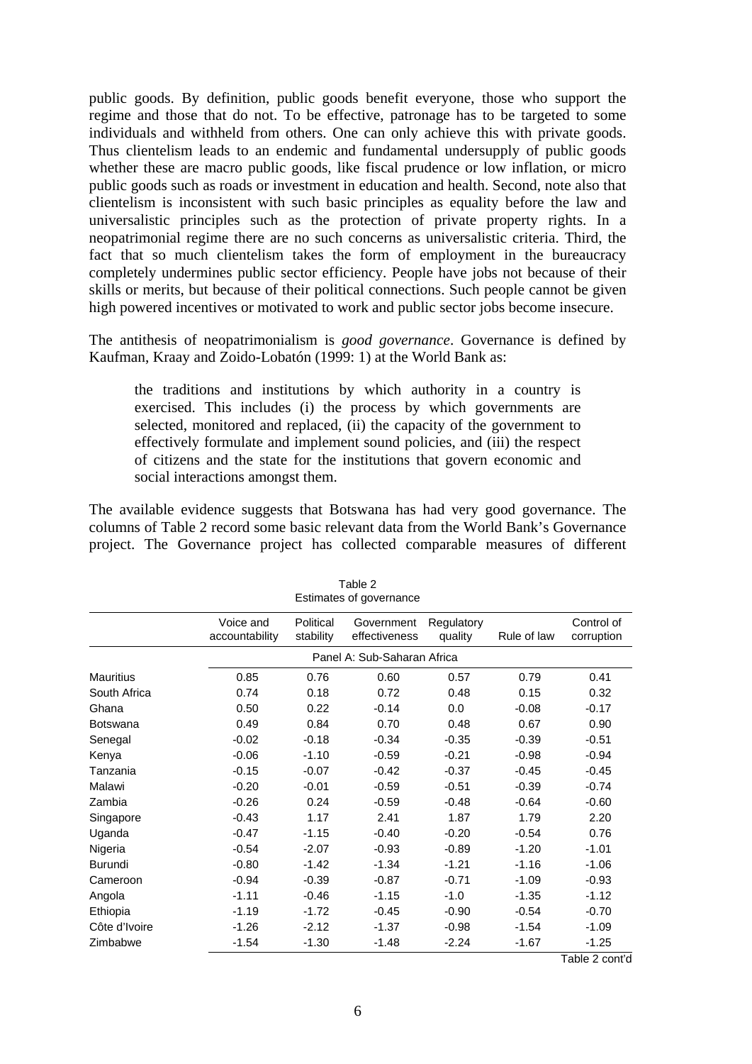public goods. By definition, public goods benefit everyone, those who support the regime and those that do not. To be effective, patronage has to be targeted to some individuals and withheld from others. One can only achieve this with private goods. Thus clientelism leads to an endemic and fundamental undersupply of public goods whether these are macro public goods, like fiscal prudence or low inflation, or micro public goods such as roads or investment in education and health. Second, note also that clientelism is inconsistent with such basic principles as equality before the law and universalistic principles such as the protection of private property rights. In a neopatrimonial regime there are no such concerns as universalistic criteria. Third, the fact that so much clientelism takes the form of employment in the bureaucracy completely undermines public sector efficiency. People have jobs not because of their skills or merits, but because of their political connections. Such people cannot be given high powered incentives or motivated to work and public sector jobs become insecure.

The antithesis of neopatrimonialism is *good governance*. Governance is defined by Kaufman, Kraay and Zoido-Lobatón (1999: 1) at the World Bank as:

> the traditions and institutions by which authority in a country is exercised. This includes (i) the process by which governments are selected, monitored and replaced, (ii) the capacity of the government to effectively formulate and implement sound policies, and (iii) the respect of citizens and the state for the institutions that govern economic and social interactions amongst them.

The available evidence suggests that Botswana has had very good governance. The columns of Table 2 record some basic relevant data from the World Bank's Governance project. The Governance project has collected comparable measures of different

Table 2
Estimates of governance

| | Voice and accountability | Political stability | Government effectiveness | Regulatory quality | Rule of law | Control of corruption |
|---|---|---|---|---|---|---|
| | Panel A: Sub-Saharan Africa | | | | | |
| Mauritius | 0.85 | 0.76 | 0.60 | 0.57 | 0.79 | 0.41 |
| South Africa | 0.74 | 0.18 | 0.72 | 0.48 | 0.15 | 0.32 |
| Ghana | 0.50 | 0.22 | -0.14 | 0.0 | -0.08 | -0.17 |
| Botswana | 0.49 | 0.84 | 0.70 | 0.48 | 0.67 | 0.90 |
| Senegal | -0.02 | -0.18 | -0.34 | -0.35 | -0.39 | -0.51 |
| Kenya | -0.06 | -1.10 | -0.59 | -0.21 | -0.98 | -0.94 |
| Tanzania | -0.15 | -0.07 | -0.42 | -0.37 | -0.45 | -0.45 |
| Malawi | -0.20 | -0.01 | -0.59 | -0.51 | -0.39 | -0.74 |
| Zambia | -0.26 | 0.24 | -0.59 | -0.48 | -0.64 | -0.60 |
| Singapore | -0.43 | 1.17 | 2.41 | 1.87 | 1.79 | 2.20 |
| Uganda | -0.47 | -1.15 | -0.40 | -0.20 | -0.54 | 0.76 |
| Nigeria | -0.54 | -2.07 | -0.93 | -0.89 | -1.20 | -1.01 |
| Burundi | -0.80 | -1.42 | -1.34 | -1.21 | -1.16 | -1.06 |
| Cameroon | -0.94 | -0.39 | -0.87 | -0.71 | -1.09 | -0.93 |
| Angola | -1.11 | -0.46 | -1.15 | -1.0 | -1.35 | -1.12 |
| Ethiopia | -1.19 | -1.72 | -0.45 | -0.90 | -0.54 | -0.70 |
| Côte d'Ivoire | -1.26 | -2.12 | -1.37 | -0.98 | -1.54 | -1.09 |
| Zimbabwe | -1.54 | -1.30 | -1.48 | -2.24 | -1.67 | -1.25 |

Table 2 cont'd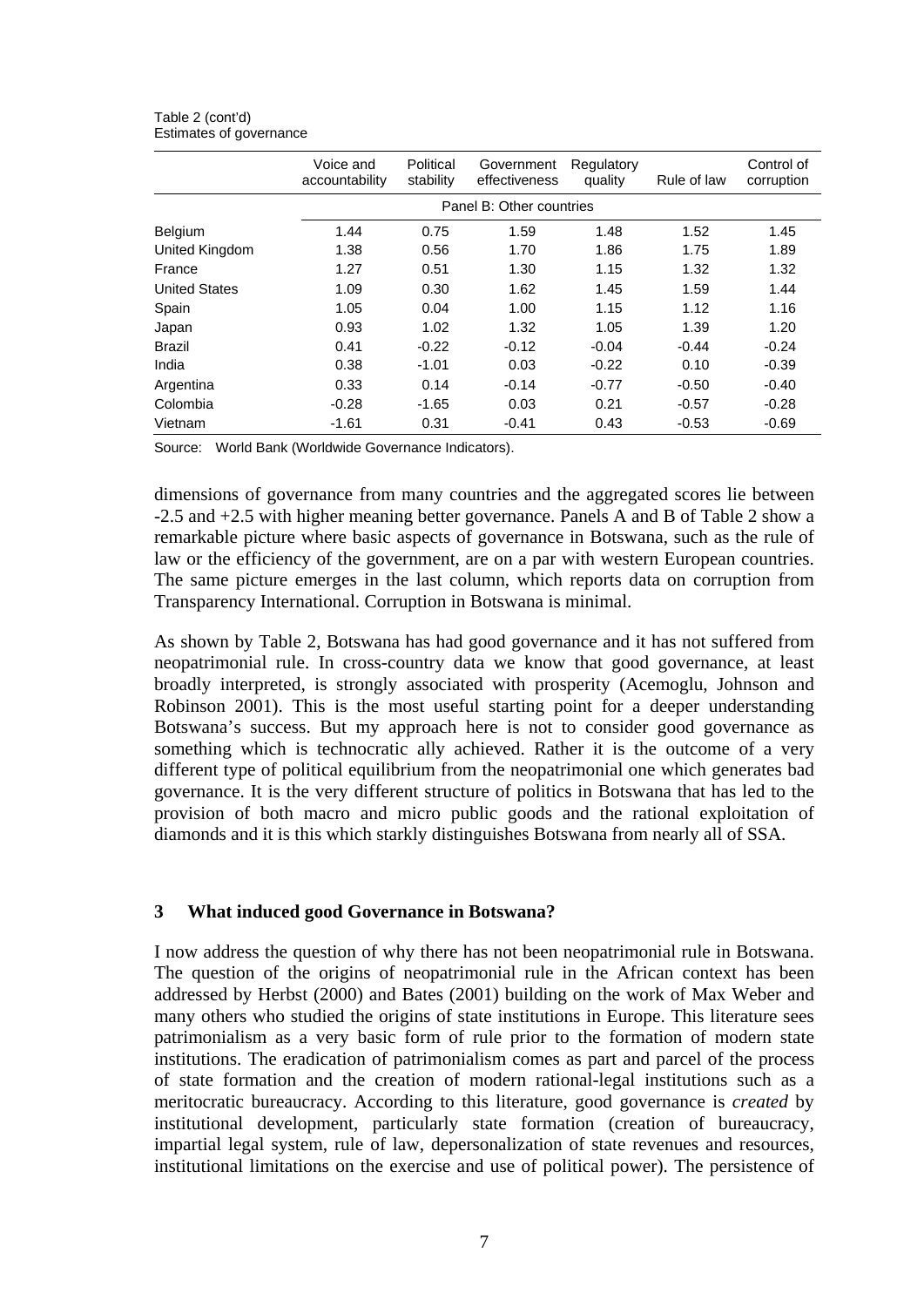Table 2 (cont'd)
Estimates of governance

| | Voice and accountability | Political stability | Government effectiveness | Regulatory quality | Rule of law | Control of corruption |
|---|---|---|---|---|---|---|
| | Panel B: Other countries | | | | | |
| Belgium | 1.44 | 0.75 | 1.59 | 1.48 | 1.52 | 1.45 |
| United Kingdom | 1.38 | 0.56 | 1.70 | 1.86 | 1.75 | 1.89 |
| France | 1.27 | 0.51 | 1.30 | 1.15 | 1.32 | 1.32 |
| United States | 1.09 | 0.30 | 1.62 | 1.45 | 1.59 | 1.44 |
| Spain | 1.05 | 0.04 | 1.00 | 1.15 | 1.12 | 1.16 |
| Japan | 0.93 | 1.02 | 1.32 | 1.05 | 1.39 | 1.20 |
| Brazil | 0.41 | -0.22 | -0.12 | -0.04 | -0.44 | -0.24 |
| India | 0.38 | -1.01 | 0.03 | -0.22 | 0.10 | -0.39 |
| Argentina | 0.33 | 0.14 | -0.14 | -0.77 | -0.50 | -0.40 |
| Colombia | -0.28 | -1.65 | 0.03 | 0.21 | -0.57 | -0.28 |
| Vietnam | -1.61 | 0.31 | -0.41 | 0.43 | -0.53 | -0.69 |

Source: World Bank (Worldwide Governance Indicators).

dimensions of governance from many countries and the aggregated scores lie between -2.5 and +2.5 with higher meaning better governance. Panels A and B of Table 2 show a remarkable picture where basic aspects of governance in Botswana, such as the rule of law or the efficiency of the government, are on a par with western European countries. The same picture emerges in the last column, which reports data on corruption from Transparency International. Corruption in Botswana is minimal.

As shown by Table 2, Botswana has had good governance and it has not suffered from neopatrimonial rule. In cross-country data we know that good governance, at least broadly interpreted, is strongly associated with prosperity (Acemoglu, Johnson and Robinson 2001). This is the most useful starting point for a deeper understanding Botswana's success. But my approach here is not to consider good governance as something which is technocratic ally achieved. Rather it is the outcome of a very different type of political equilibrium from the neopatrimonial one which generates bad governance. It is the very different structure of politics in Botswana that has led to the provision of both macro and micro public goods and the rational exploitation of diamonds and it is this which starkly distinguishes Botswana from nearly all of SSA.

## 3 What induced good Governance in Botswana?

I now address the question of why there has not been neopatrimonial rule in Botswana. The question of the origins of neopatrimonial rule in the African context has been addressed by Herbst (2000) and Bates (2001) building on the work of Max Weber and many others who studied the origins of state institutions in Europe. This literature sees patrimonialism as a very basic form of rule prior to the formation of modern state institutions. The eradication of patrimonialism comes as part and parcel of the process of state formation and the creation of modern rational-legal institutions such as a meritocratic bureaucracy. According to this literature, good governance is *created* by institutional development, particularly state formation (creation of bureaucracy, impartial legal system, rule of law, depersonalization of state revenues and resources, institutional limitations on the exercise and use of political power). The persistence of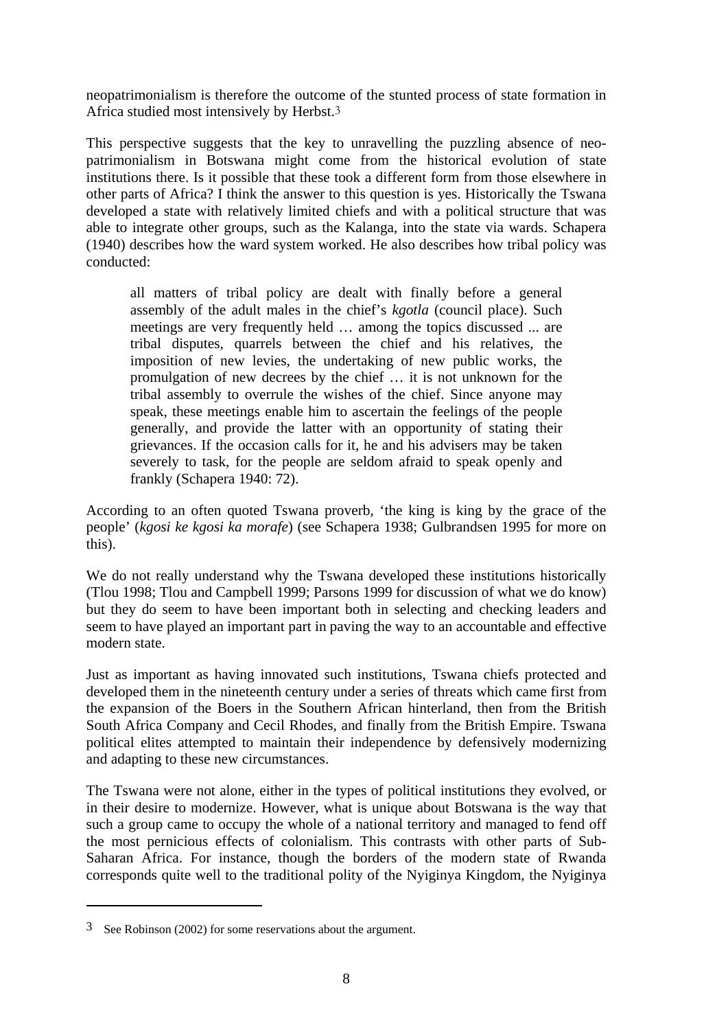neopatrimonialism is therefore the outcome of the stunted process of state formation in Africa studied most intensively by Herbst.[3]

This perspective suggests that the key to unravelling the puzzling absence of neo-patrimonialism in Botswana might come from the historical evolution of state institutions there. Is it possible that these took a different form from those elsewhere in other parts of Africa? I think the answer to this question is yes. Historically the Tswana developed a state with relatively limited chiefs and with a political structure that was able to integrate other groups, such as the Kalanga, into the state via wards. Schapera (1940) describes how the ward system worked. He also describes how tribal policy was conducted:

> all matters of tribal policy are dealt with finally before a general assembly of the adult males in the chief's *kgotla* (council place). Such meetings are very frequently held … among the topics discussed ... are tribal disputes, quarrels between the chief and his relatives, the imposition of new levies, the undertaking of new public works, the promulgation of new decrees by the chief … it is not unknown for the tribal assembly to overrule the wishes of the chief. Since anyone may speak, these meetings enable him to ascertain the feelings of the people generally, and provide the latter with an opportunity of stating their grievances. If the occasion calls for it, he and his advisers may be taken severely to task, for the people are seldom afraid to speak openly and frankly (Schapera 1940: 72).

According to an often quoted Tswana proverb, 'the king is king by the grace of the people' (*kgosi ke kgosi ka morafe*) (see Schapera 1938; Gulbrandsen 1995 for more on this).

We do not really understand why the Tswana developed these institutions historically (Tlou 1998; Tlou and Campbell 1999; Parsons 1999 for discussion of what we do know) but they do seem to have been important both in selecting and checking leaders and seem to have played an important part in paving the way to an accountable and effective modern state.

Just as important as having innovated such institutions, Tswana chiefs protected and developed them in the nineteenth century under a series of threats which came first from the expansion of the Boers in the Southern African hinterland, then from the British South Africa Company and Cecil Rhodes, and finally from the British Empire. Tswana political elites attempted to maintain their independence by defensively modernizing and adapting to these new circumstances.

The Tswana were not alone, either in the types of political institutions they evolved, or in their desire to modernize. However, what is unique about Botswana is the way that such a group came to occupy the whole of a national territory and managed to fend off the most pernicious effects of colonialism. This contrasts with other parts of Sub-Saharan Africa. For instance, though the borders of the modern state of Rwanda corresponds quite well to the traditional polity of the Nyiginya Kingdom, the Nyiginya

---

[3] See Robinson (2002) for some reservations about the argument.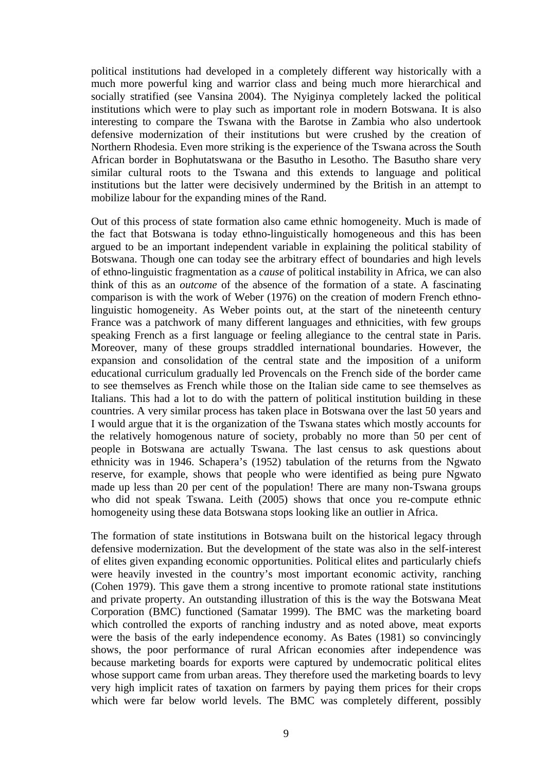political institutions had developed in a completely different way historically with a much more powerful king and warrior class and being much more hierarchical and socially stratified (see Vansina 2004). The Nyiginya completely lacked the political institutions which were to play such as important role in modern Botswana. It is also interesting to compare the Tswana with the Barotse in Zambia who also undertook defensive modernization of their institutions but were crushed by the creation of Northern Rhodesia. Even more striking is the experience of the Tswana across the South African border in Bophutatswana or the Basutho in Lesotho. The Basutho share very similar cultural roots to the Tswana and this extends to language and political institutions but the latter were decisively undermined by the British in an attempt to mobilize labour for the expanding mines of the Rand.

Out of this process of state formation also came ethnic homogeneity. Much is made of the fact that Botswana is today ethno-linguistically homogeneous and this has been argued to be an important independent variable in explaining the political stability of Botswana. Though one can today see the arbitrary effect of boundaries and high levels of ethno-linguistic fragmentation as a *cause* of political instability in Africa, we can also think of this as an *outcome* of the absence of the formation of a state. A fascinating comparison is with the work of Weber (1976) on the creation of modern French ethno-linguistic homogeneity. As Weber points out, at the start of the nineteenth century France was a patchwork of many different languages and ethnicities, with few groups speaking French as a first language or feeling allegiance to the central state in Paris. Moreover, many of these groups straddled international boundaries. However, the expansion and consolidation of the central state and the imposition of a uniform educational curriculum gradually led Provencals on the French side of the border came to see themselves as French while those on the Italian side came to see themselves as Italians. This had a lot to do with the pattern of political institution building in these countries. A very similar process has taken place in Botswana over the last 50 years and I would argue that it is the organization of the Tswana states which mostly accounts for the relatively homogenous nature of society, probably no more than 50 per cent of people in Botswana are actually Tswana. The last census to ask questions about ethnicity was in 1946. Schapera's (1952) tabulation of the returns from the Ngwato reserve, for example, shows that people who were identified as being pure Ngwato made up less than 20 per cent of the population! There are many non-Tswana groups who did not speak Tswana. Leith (2005) shows that once you re-compute ethnic homogeneity using these data Botswana stops looking like an outlier in Africa.

The formation of state institutions in Botswana built on the historical legacy through defensive modernization. But the development of the state was also in the self-interest of elites given expanding economic opportunities. Political elites and particularly chiefs were heavily invested in the country's most important economic activity, ranching (Cohen 1979). This gave them a strong incentive to promote rational state institutions and private property. An outstanding illustration of this is the way the Botswana Meat Corporation (BMC) functioned (Samatar 1999). The BMC was the marketing board which controlled the exports of ranching industry and as noted above, meat exports were the basis of the early independence economy. As Bates (1981) so convincingly shows, the poor performance of rural African economies after independence was because marketing boards for exports were captured by undemocratic political elites whose support came from urban areas. They therefore used the marketing boards to levy very high implicit rates of taxation on farmers by paying them prices for their crops which were far below world levels. The BMC was completely different, possibly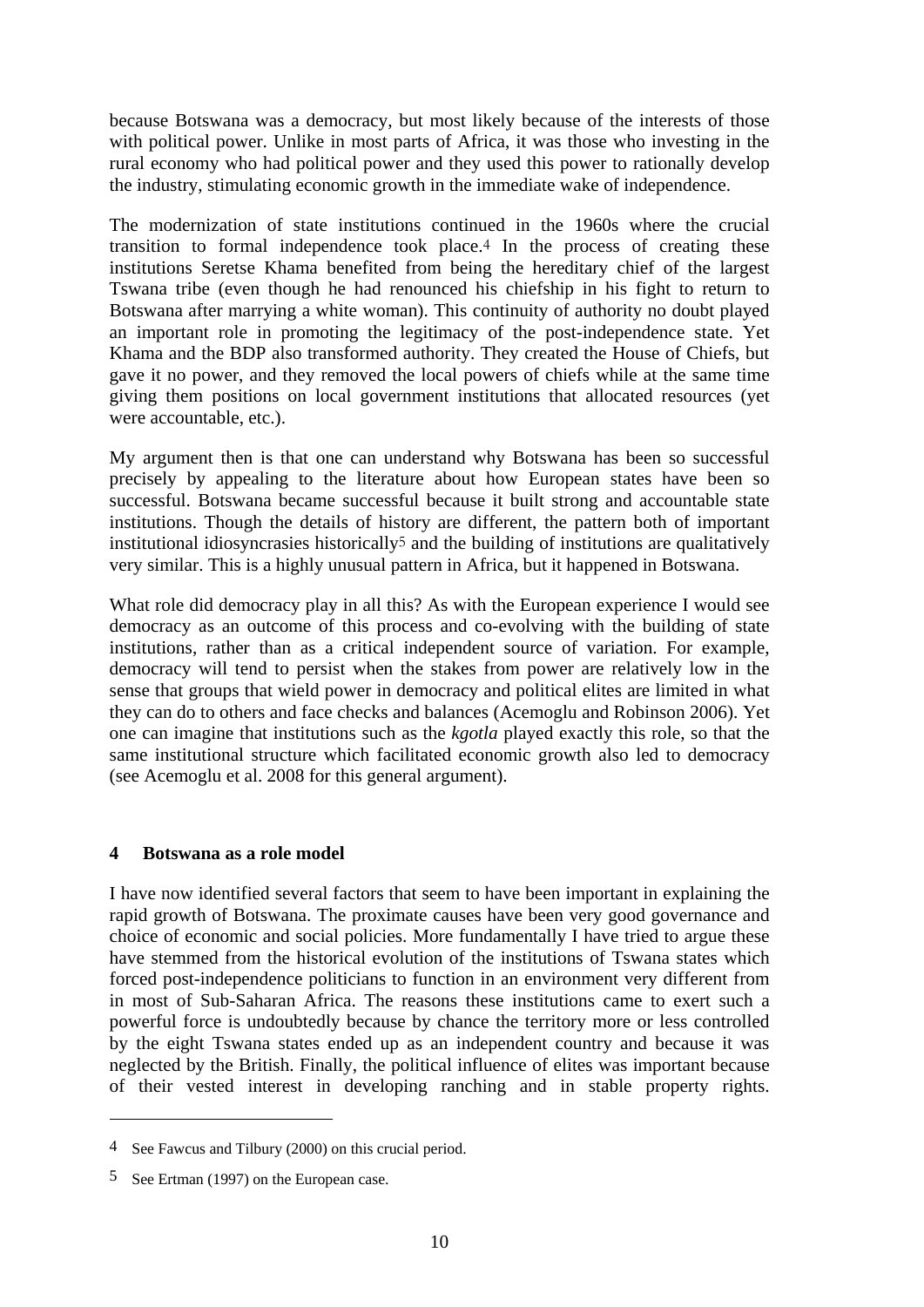because Botswana was a democracy, but most likely because of the interests of those with political power. Unlike in most parts of Africa, it was those who investing in the rural economy who had political power and they used this power to rationally develop the industry, stimulating economic growth in the immediate wake of independence.

The modernization of state institutions continued in the 1960s where the crucial transition to formal independence took place.[4] In the process of creating these institutions Seretse Khama benefited from being the hereditary chief of the largest Tswana tribe (even though he had renounced his chiefship in his fight to return to Botswana after marrying a white woman). This continuity of authority no doubt played an important role in promoting the legitimacy of the post-independence state. Yet Khama and the BDP also transformed authority. They created the House of Chiefs, but gave it no power, and they removed the local powers of chiefs while at the same time giving them positions on local government institutions that allocated resources (yet were accountable, etc.).

My argument then is that one can understand why Botswana has been so successful precisely by appealing to the literature about how European states have been so successful. Botswana became successful because it built strong and accountable state institutions. Though the details of history are different, the pattern both of important institutional idiosyncrasies historically[5] and the building of institutions are qualitatively very similar. This is a highly unusual pattern in Africa, but it happened in Botswana.

What role did democracy play in all this? As with the European experience I would see democracy as an outcome of this process and co-evolving with the building of state institutions, rather than as a critical independent source of variation. For example, democracy will tend to persist when the stakes from power are relatively low in the sense that groups that wield power in democracy and political elites are limited in what they can do to others and face checks and balances (Acemoglu and Robinson 2006). Yet one can imagine that institutions such as the *kgotla* played exactly this role, so that the same institutional structure which facilitated economic growth also led to democracy (see Acemoglu et al. 2008 for this general argument).

## 4 Botswana as a role model

I have now identified several factors that seem to have been important in explaining the rapid growth of Botswana. The proximate causes have been very good governance and choice of economic and social policies. More fundamentally I have tried to argue these have stemmed from the historical evolution of the institutions of Tswana states which forced post-independence politicians to function in an environment very different from in most of Sub-Saharan Africa. The reasons these institutions came to exert such a powerful force is undoubtedly because by chance the territory more or less controlled by the eight Tswana states ended up as an independent country and because it was neglected by the British. Finally, the political influence of elites was important because of their vested interest in developing ranching and in stable property rights.

---

[4] See Fawcus and Tilbury (2000) on this crucial period.

[5] See Ertman (1997) on the European case.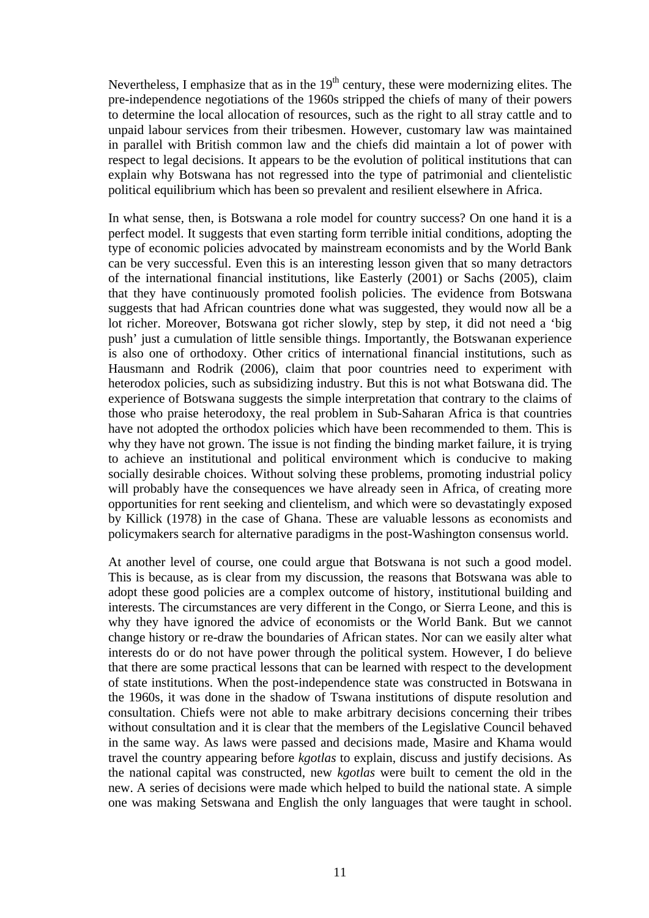Nevertheless, I emphasize that as in the 19th century, these were modernizing elites. The pre-independence negotiations of the 1960s stripped the chiefs of many of their powers to determine the local allocation of resources, such as the right to all stray cattle and to unpaid labour services from their tribesmen. However, customary law was maintained in parallel with British common law and the chiefs did maintain a lot of power with respect to legal decisions. It appears to be the evolution of political institutions that can explain why Botswana has not regressed into the type of patrimonial and clientelistic political equilibrium which has been so prevalent and resilient elsewhere in Africa.

In what sense, then, is Botswana a role model for country success? On one hand it is a perfect model. It suggests that even starting form terrible initial conditions, adopting the type of economic policies advocated by mainstream economists and by the World Bank can be very successful. Even this is an interesting lesson given that so many detractors of the international financial institutions, like Easterly (2001) or Sachs (2005), claim that they have continuously promoted foolish policies. The evidence from Botswana suggests that had African countries done what was suggested, they would now all be a lot richer. Moreover, Botswana got richer slowly, step by step, it did not need a 'big push' just a cumulation of little sensible things. Importantly, the Botswanan experience is also one of orthodoxy. Other critics of international financial institutions, such as Hausmann and Rodrik (2006), claim that poor countries need to experiment with heterodox policies, such as subsidizing industry. But this is not what Botswana did. The experience of Botswana suggests the simple interpretation that contrary to the claims of those who praise heterodoxy, the real problem in Sub-Saharan Africa is that countries have not adopted the orthodox policies which have been recommended to them. This is why they have not grown. The issue is not finding the binding market failure, it is trying to achieve an institutional and political environment which is conducive to making socially desirable choices. Without solving these problems, promoting industrial policy will probably have the consequences we have already seen in Africa, of creating more opportunities for rent seeking and clientelism, and which were so devastatingly exposed by Killick (1978) in the case of Ghana. These are valuable lessons as economists and policymakers search for alternative paradigms in the post-Washington consensus world.

At another level of course, one could argue that Botswana is not such a good model. This is because, as is clear from my discussion, the reasons that Botswana was able to adopt these good policies are a complex outcome of history, institutional building and interests. The circumstances are very different in the Congo, or Sierra Leone, and this is why they have ignored the advice of economists or the World Bank. But we cannot change history or re-draw the boundaries of African states. Nor can we easily alter what interests do or do not have power through the political system. However, I do believe that there are some practical lessons that can be learned with respect to the development of state institutions. When the post-independence state was constructed in Botswana in the 1960s, it was done in the shadow of Tswana institutions of dispute resolution and consultation. Chiefs were not able to make arbitrary decisions concerning their tribes without consultation and it is clear that the members of the Legislative Council behaved in the same way. As laws were passed and decisions made, Masire and Khama would travel the country appearing before *kgotlas* to explain, discuss and justify decisions. As the national capital was constructed, new *kgotlas* were built to cement the old in the new. A series of decisions were made which helped to build the national state. A simple one was making Setswana and English the only languages that were taught in school.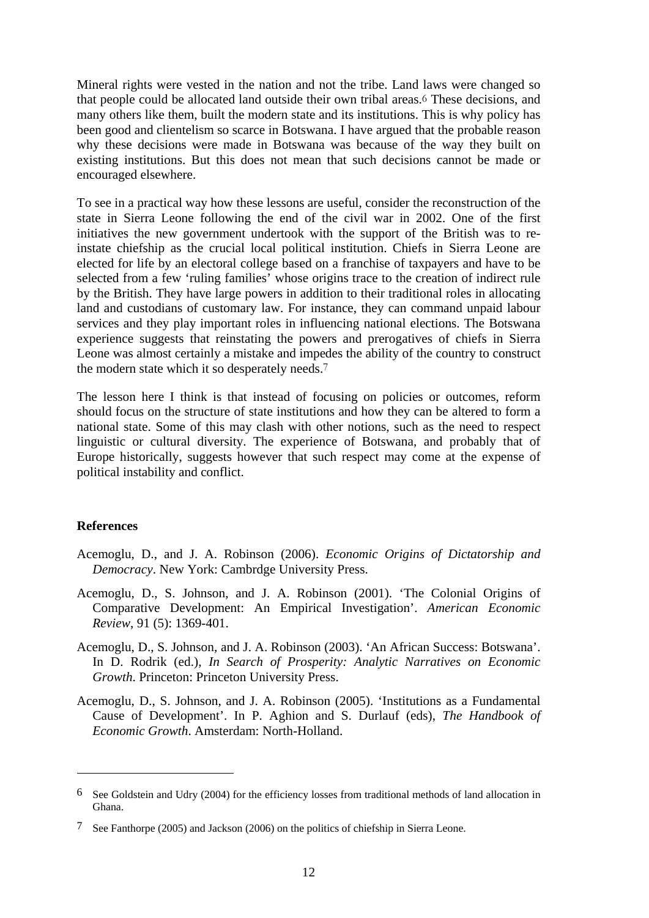Mineral rights were vested in the nation and not the tribe. Land laws were changed so that people could be allocated land outside their own tribal areas.[6] These decisions, and many others like them, built the modern state and its institutions. This is why policy has been good and clientelism so scarce in Botswana. I have argued that the probable reason why these decisions were made in Botswana was because of the way they built on existing institutions. But this does not mean that such decisions cannot be made or encouraged elsewhere.

To see in a practical way how these lessons are useful, consider the reconstruction of the state in Sierra Leone following the end of the civil war in 2002. One of the first initiatives the new government undertook with the support of the British was to re-instate chiefship as the crucial local political institution. Chiefs in Sierra Leone are elected for life by an electoral college based on a franchise of taxpayers and have to be selected from a few 'ruling families' whose origins trace to the creation of indirect rule by the British. They have large powers in addition to their traditional roles in allocating land and custodians of customary law. For instance, they can command unpaid labour services and they play important roles in influencing national elections. The Botswana experience suggests that reinstating the powers and prerogatives of chiefs in Sierra Leone was almost certainly a mistake and impedes the ability of the country to construct the modern state which it so desperately needs.[7]

The lesson here I think is that instead of focusing on policies or outcomes, reform should focus on the structure of state institutions and how they can be altered to form a national state. Some of this may clash with other notions, such as the need to respect linguistic or cultural diversity. The experience of Botswana, and probably that of Europe historically, suggests however that such respect may come at the expense of political instability and conflict.

## References

Acemoglu, D., and J. A. Robinson (2006). *Economic Origins of Dictatorship and Democracy*. New York: Cambrdge University Press.

Acemoglu, D., S. Johnson, and J. A. Robinson (2001). 'The Colonial Origins of Comparative Development: An Empirical Investigation'. *American Economic Review*, 91 (5): 1369-401.

Acemoglu, D., S. Johnson, and J. A. Robinson (2003). 'An African Success: Botswana'. In D. Rodrik (ed.), *In Search of Prosperity: Analytic Narratives on Economic Growth*. Princeton: Princeton University Press.

Acemoglu, D., S. Johnson, and J. A. Robinson (2005). 'Institutions as a Fundamental Cause of Development'. In P. Aghion and S. Durlauf (eds), *The Handbook of Economic Growth*. Amsterdam: North-Holland.

---

6 See Goldstein and Udry (2004) for the efficiency losses from traditional methods of land allocation in Ghana.

7 See Fanthorpe (2005) and Jackson (2006) on the politics of chiefship in Sierra Leone.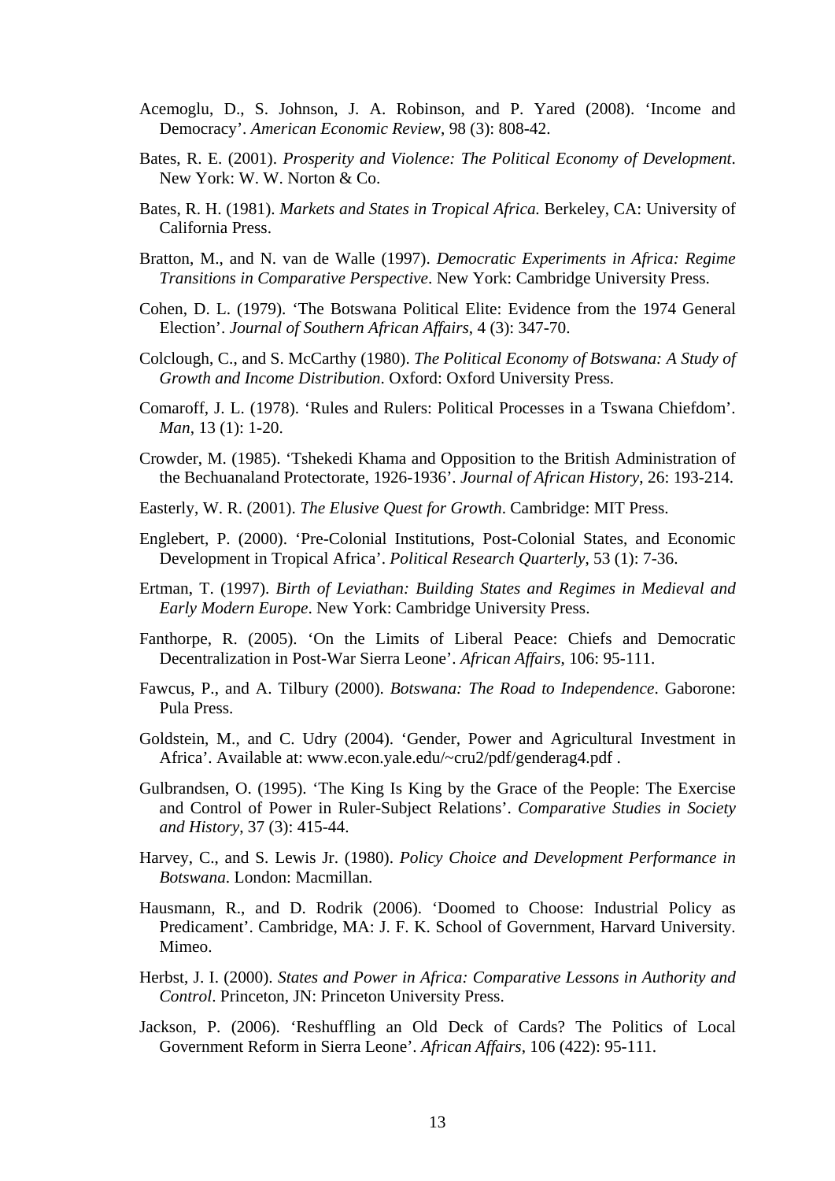Acemoglu, D., S. Johnson, J. A. Robinson, and P. Yared (2008). 'Income and Democracy'. *American Economic Review*, 98 (3): 808-42.

Bates, R. E. (2001). *Prosperity and Violence: The Political Economy of Development*. New York: W. W. Norton & Co.

Bates, R. H. (1981). *Markets and States in Tropical Africa*. Berkeley, CA: University of California Press.

Bratton, M., and N. van de Walle (1997). *Democratic Experiments in Africa: Regime Transitions in Comparative Perspective*. New York: Cambridge University Press.

Cohen, D. L. (1979). 'The Botswana Political Elite: Evidence from the 1974 General Election'. *Journal of Southern African Affairs*, 4 (3): 347-70.

Colclough, C., and S. McCarthy (1980). *The Political Economy of Botswana: A Study of Growth and Income Distribution*. Oxford: Oxford University Press.

Comaroff, J. L. (1978). 'Rules and Rulers: Political Processes in a Tswana Chiefdom'. *Man*, 13 (1): 1-20.

Crowder, M. (1985). 'Tshekedi Khama and Opposition to the British Administration of the Bechuanaland Protectorate, 1926-1936'. *Journal of African History*, 26: 193-214.

Easterly, W. R. (2001). *The Elusive Quest for Growth*. Cambridge: MIT Press.

Englebert, P. (2000). 'Pre-Colonial Institutions, Post-Colonial States, and Economic Development in Tropical Africa'. *Political Research Quarterly*, 53 (1): 7-36.

Ertman, T. (1997). *Birth of Leviathan: Building States and Regimes in Medieval and Early Modern Europe*. New York: Cambridge University Press.

Fanthorpe, R. (2005). 'On the Limits of Liberal Peace: Chiefs and Democratic Decentralization in Post-War Sierra Leone'. *African Affairs*, 106: 95-111.

Fawcus, P., and A. Tilbury (2000). *Botswana: The Road to Independence*. Gaborone: Pula Press.

Goldstein, M., and C. Udry (2004). 'Gender, Power and Agricultural Investment in Africa'. Available at: www.econ.yale.edu/~cru2/pdf/genderag4.pdf .

Gulbrandsen, O. (1995). 'The King Is King by the Grace of the People: The Exercise and Control of Power in Ruler-Subject Relations'. *Comparative Studies in Society and History*, 37 (3): 415-44.

Harvey, C., and S. Lewis Jr. (1980). *Policy Choice and Development Performance in Botswana*. London: Macmillan.

Hausmann, R., and D. Rodrik (2006). 'Doomed to Choose: Industrial Policy as Predicament'. Cambridge, MA: J. F. K. School of Government, Harvard University. Mimeo.

Herbst, J. I. (2000). *States and Power in Africa: Comparative Lessons in Authority and Control*. Princeton, JN: Princeton University Press.

Jackson, P. (2006). 'Reshuffling an Old Deck of Cards? The Politics of Local Government Reform in Sierra Leone'. *African Affairs*, 106 (422): 95-111.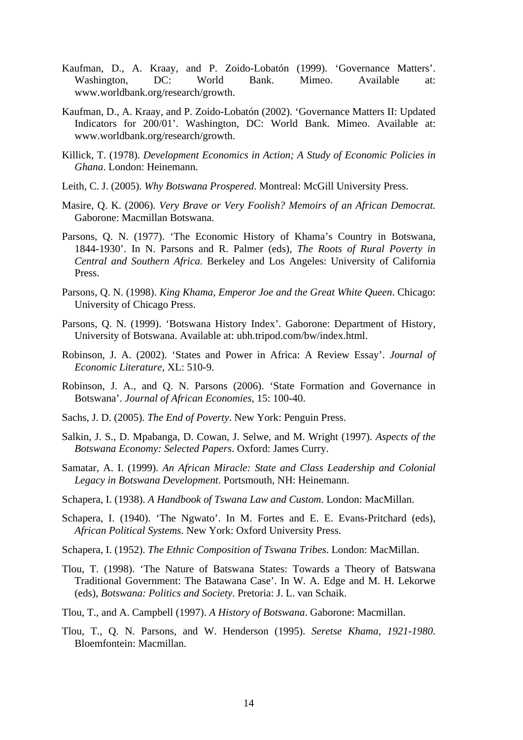Kaufman, D., A. Kraay, and P. Zoido-Lobatón (1999). 'Governance Matters'. Washington, DC: World Bank. Mimeo. Available at: www.worldbank.org/research/growth.

Kaufman, D., A. Kraay, and P. Zoido-Lobatón (2002). 'Governance Matters II: Updated Indicators for 200/01'. Washington, DC: World Bank. Mimeo. Available at: www.worldbank.org/research/growth.

Killick, T. (1978). *Development Economics in Action; A Study of Economic Policies in Ghana*. London: Heinemann.

Leith, C. J. (2005). *Why Botswana Prospered*. Montreal: McGill University Press.

Masire, Q. K. (2006). *Very Brave or Very Foolish? Memoirs of an African Democrat.* Gaborone: Macmillan Botswana.

Parsons, Q. N. (1977). 'The Economic History of Khama's Country in Botswana, 1844-1930'. In N. Parsons and R. Palmer (eds), *The Roots of Rural Poverty in Central and Southern Africa*. Berkeley and Los Angeles: University of California Press.

Parsons, Q. N. (1998). *King Khama, Emperor Joe and the Great White Queen*. Chicago: University of Chicago Press.

Parsons, Q. N. (1999). 'Botswana History Index'. Gaborone: Department of History, University of Botswana. Available at: ubh.tripod.com/bw/index.html.

Robinson, J. A. (2002). 'States and Power in Africa: A Review Essay'. *Journal of Economic Literature*, XL: 510-9.

Robinson, J. A., and Q. N. Parsons (2006). 'State Formation and Governance in Botswana'. *Journal of African Economies*, 15: 100-40.

Sachs, J. D. (2005). *The End of Poverty*. New York: Penguin Press.

Salkin, J. S., D. Mpabanga, D. Cowan, J. Selwe, and M. Wright (1997). *Aspects of the Botswana Economy: Selected Papers*. Oxford: James Curry.

Samatar, A. I. (1999). *An African Miracle: State and Class Leadership and Colonial Legacy in Botswana Development*. Portsmouth, NH: Heinemann.

Schapera, I. (1938). *A Handbook of Tswana Law and Custom*. London: MacMillan.

Schapera, I. (1940). 'The Ngwato'. In M. Fortes and E. E. Evans-Pritchard (eds), *African Political Systems*. New York: Oxford University Press.

Schapera, I. (1952). *The Ethnic Composition of Tswana Tribes*. London: MacMillan.

Tlou, T. (1998). 'The Nature of Batswana States: Towards a Theory of Batswana Traditional Government: The Batawana Case'. In W. A. Edge and M. H. Lekorwe (eds), *Botswana: Politics and Society*. Pretoria: J. L. van Schaik.

Tlou, T., and A. Campbell (1997). *A History of Botswana*. Gaborone: Macmillan.

Tlou, T., Q. N. Parsons, and W. Henderson (1995). *Seretse Khama, 1921-1980*. Bloemfontein: Macmillan.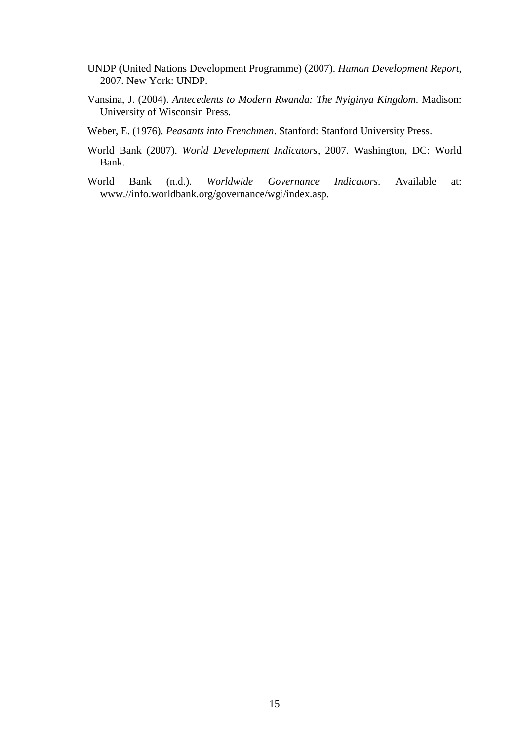UNDP (United Nations Development Programme) (2007). *Human Development Report*, 2007. New York: UNDP.

Vansina, J. (2004). *Antecedents to Modern Rwanda: The Nyiginya Kingdom*. Madison: University of Wisconsin Press.

Weber, E. (1976). *Peasants into Frenchmen*. Stanford: Stanford University Press.

World Bank (2007). *World Development Indicators*, 2007. Washington, DC: World Bank.

World Bank (n.d.). *Worldwide Governance Indicators*. Available at: www.//info.worldbank.org/governance/wgi/index.asp.